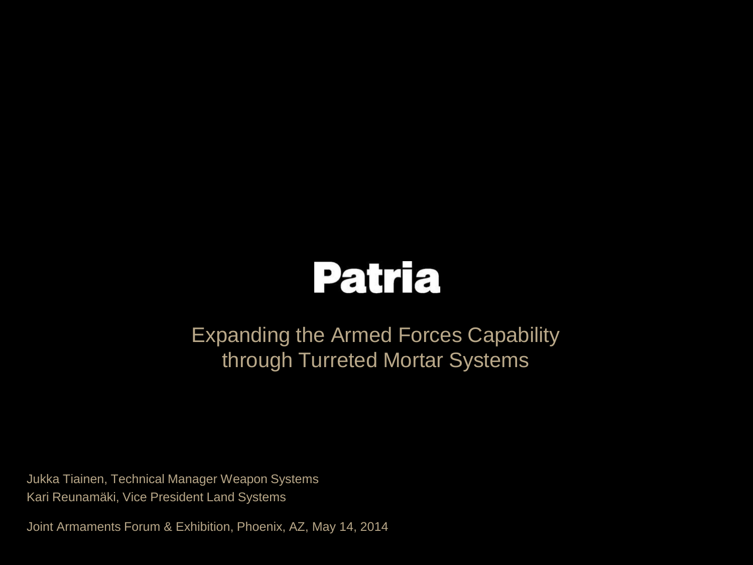# Patria

## Expanding the Armed Forces Capability through Turreted Mortar Systems

Jukka Tiainen, Technical Manager Weapon Systems
Kari Reunamäki, Vice President Land Systems

Joint Armaments Forum & Exhibition, Phoenix, AZ, May 14, 2014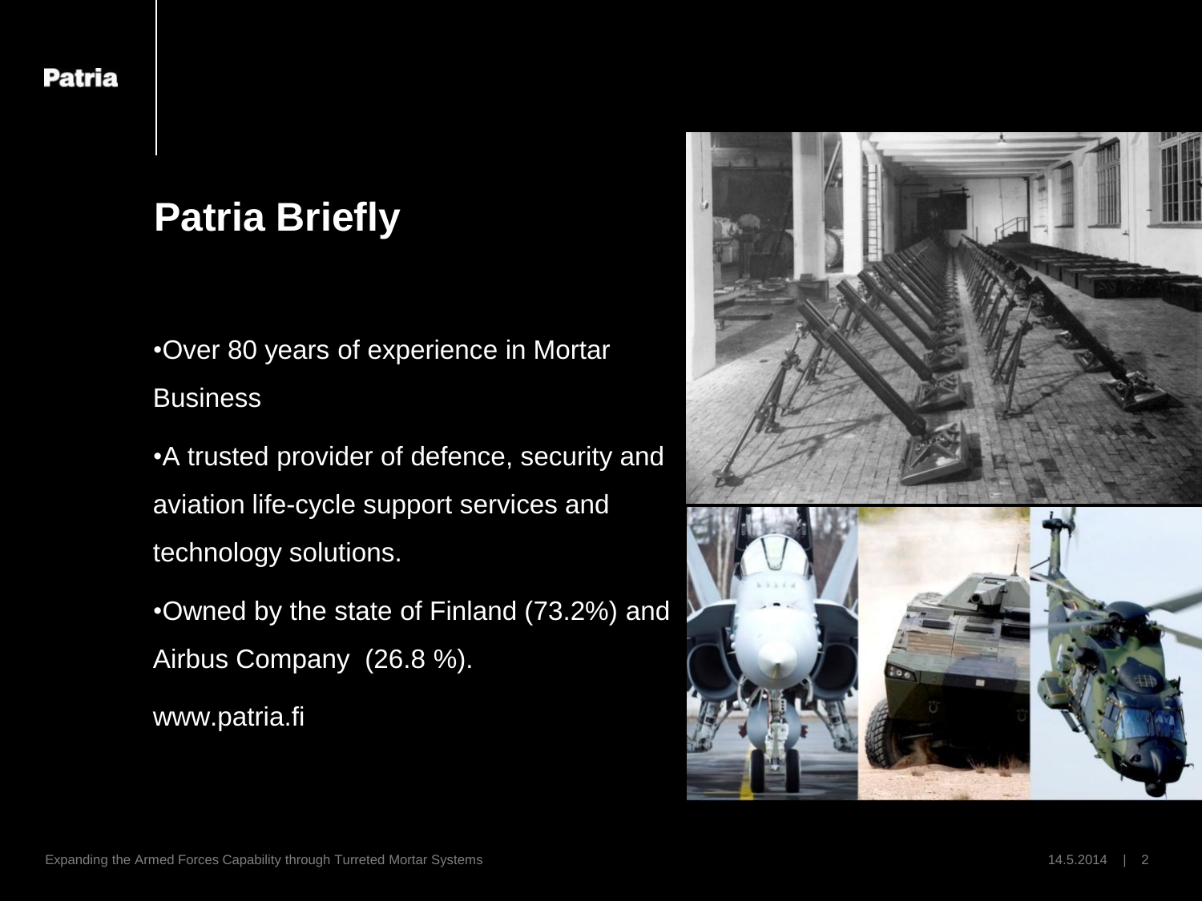## Patria Briefly

- Over 80 years of experience in Mortar Business
- A trusted provider of defence, security and aviation life-cycle support services and technology solutions.
- Owned by the state of Finland (73.2%) and Airbus Company  (26.8 %).

www.patria.fi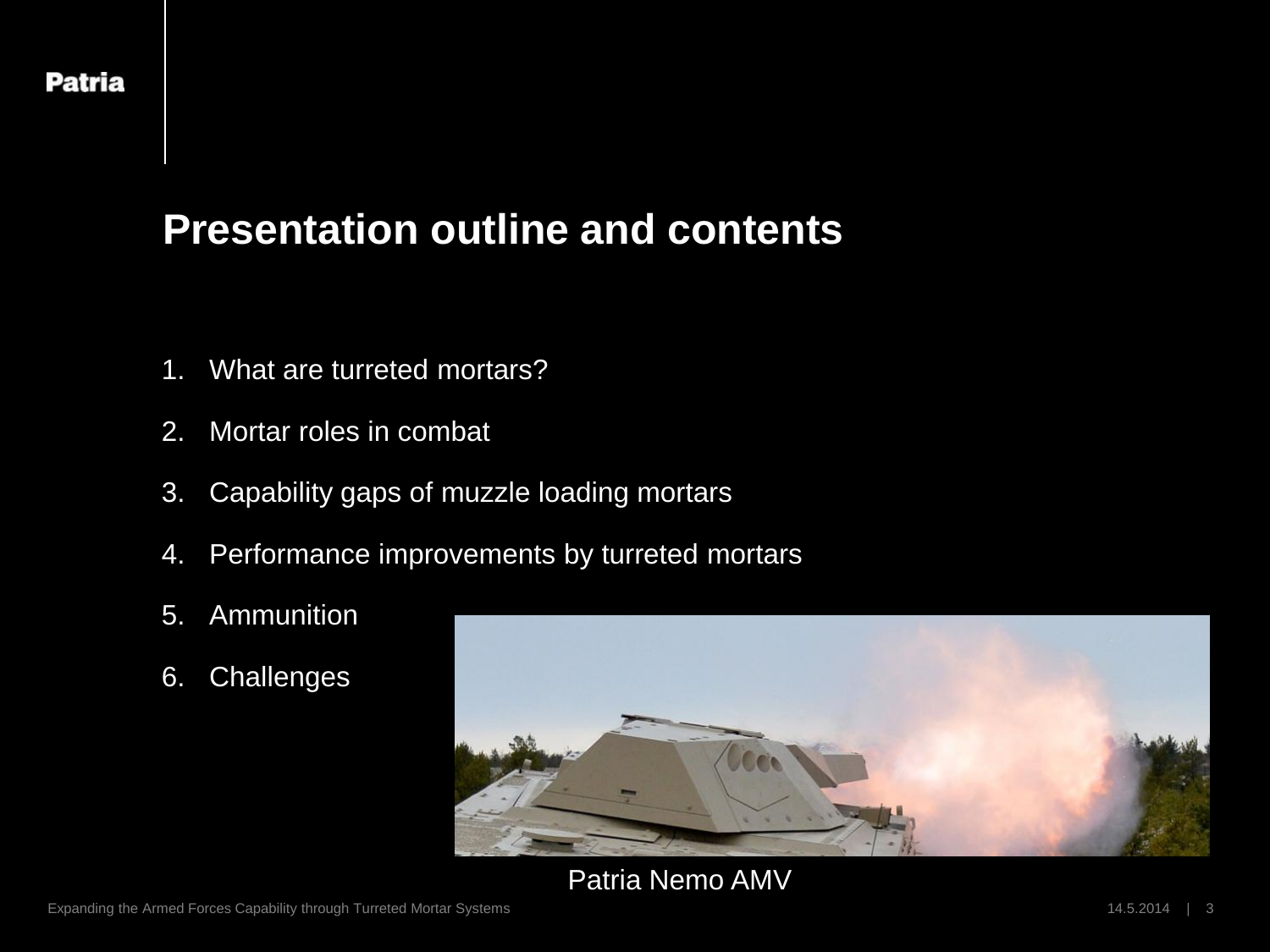# Presentation outline and contents

1. What are turreted mortars?
2. Mortar roles in combat
3. Capability gaps of muzzle loading mortars
4. Performance improvements by turreted mortars
5. Ammunition
6. Challenges

Patria Nemo AMV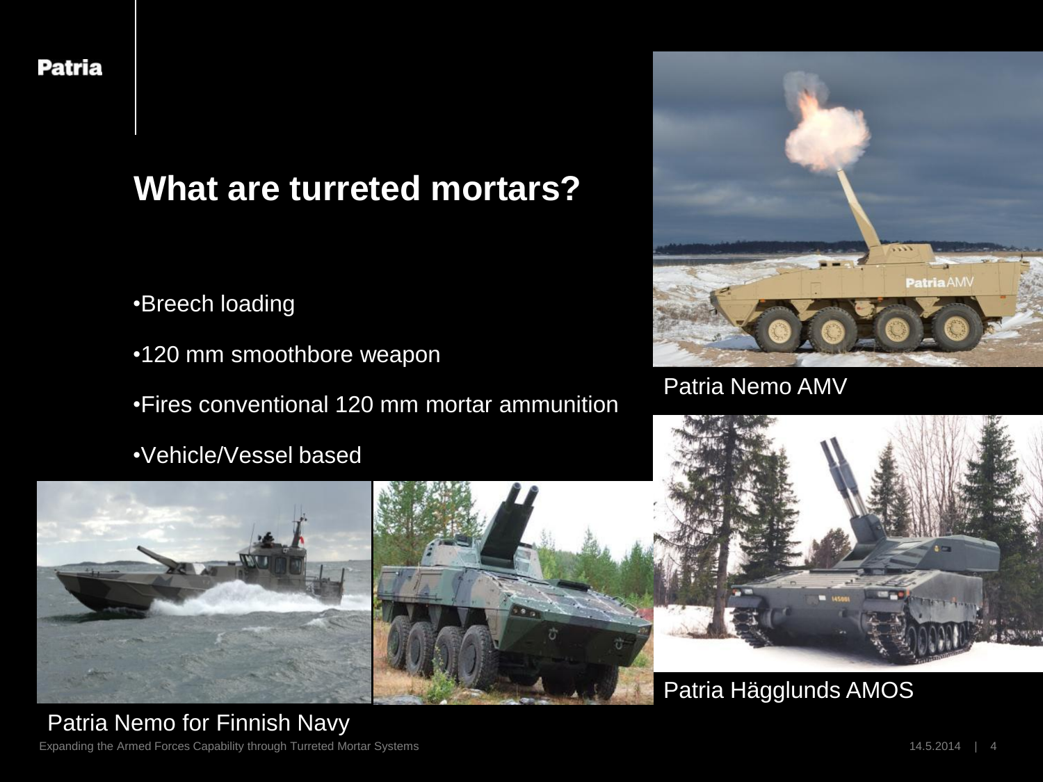# What are turreted mortars?

- Breech loading
- 120 mm smoothbore weapon
- Fires conventional 120 mm mortar ammunition
- Vehicle/Vessel based

Patria Nemo AMV

Patria Hägglunds AMOS

Patria Nemo for Finnish Navy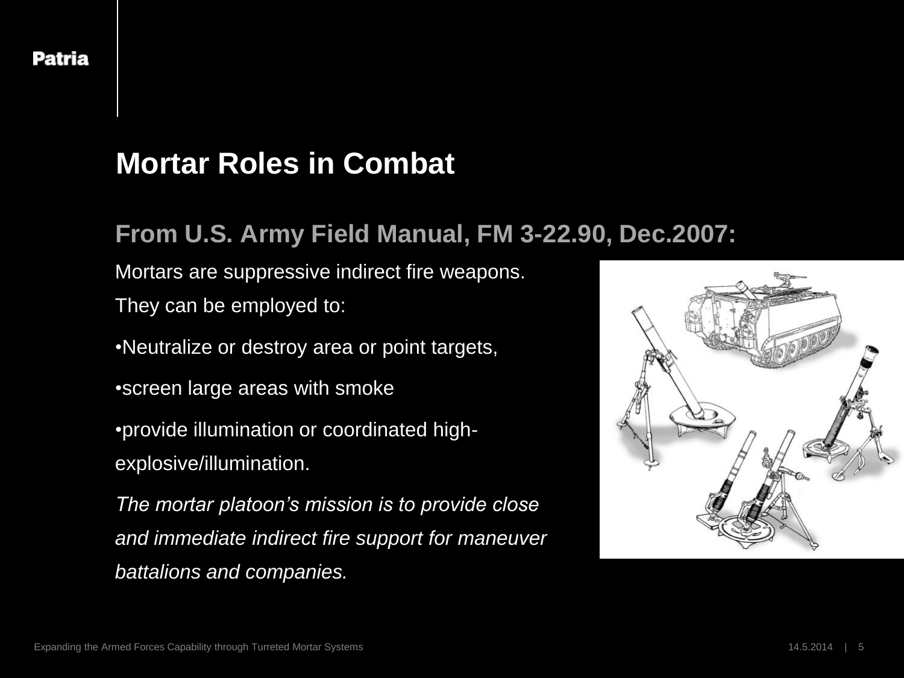# Mortar Roles in Combat

## From U.S. Army Field Manual, FM 3-22.90, Dec.2007:

Mortars are suppressive indirect fire weapons.

They can be employed to:

- Neutralize or destroy area or point targets,
- screen large areas with smoke
- provide illumination or coordinated high-explosive/illumination.

*The mortar platoon's mission is to provide close and immediate indirect fire support for maneuver battalions and companies.*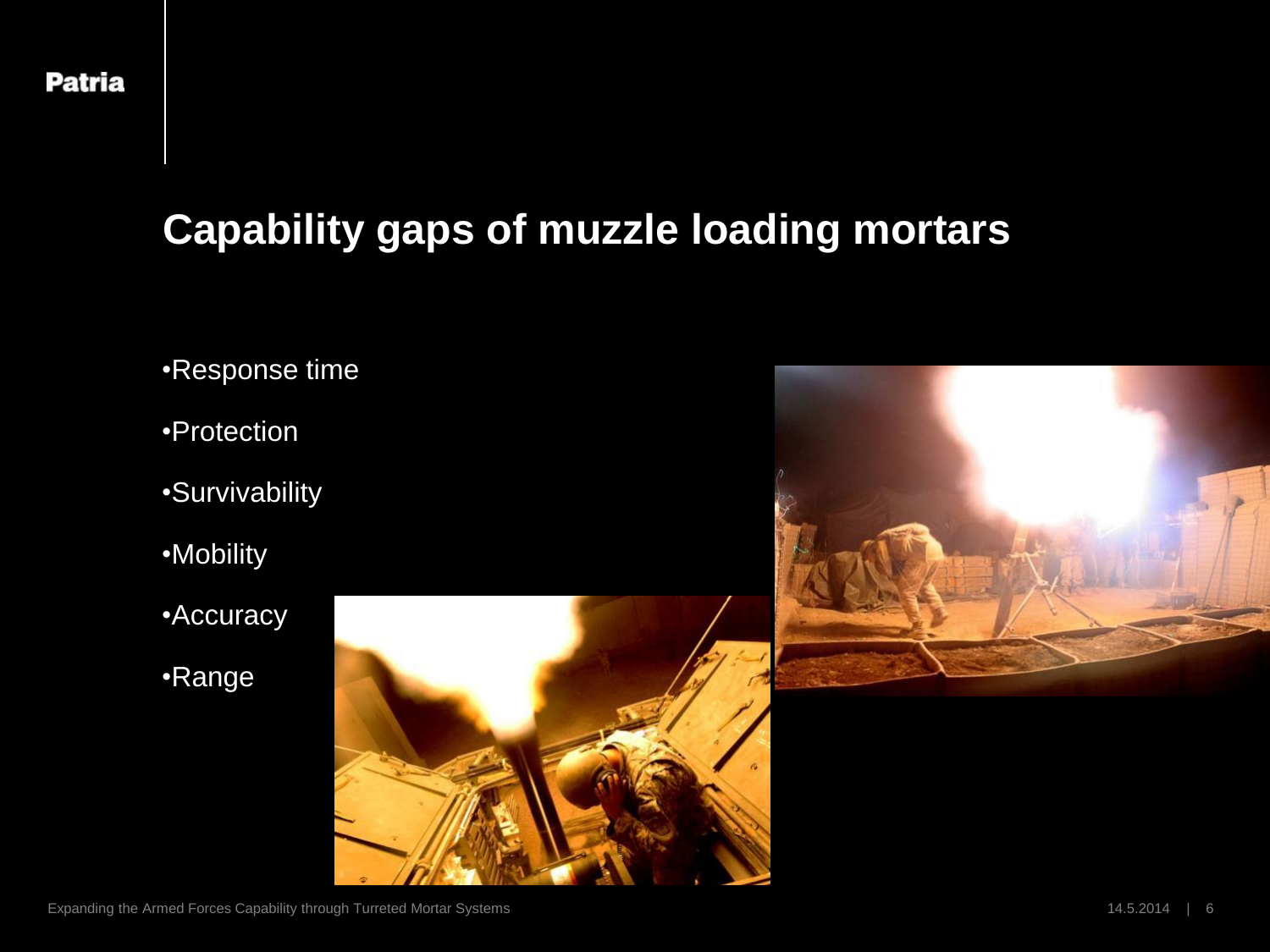# Capability gaps of muzzle loading mortars

- Response time
- Protection
- Survivability
- Mobility
- Accuracy
- Range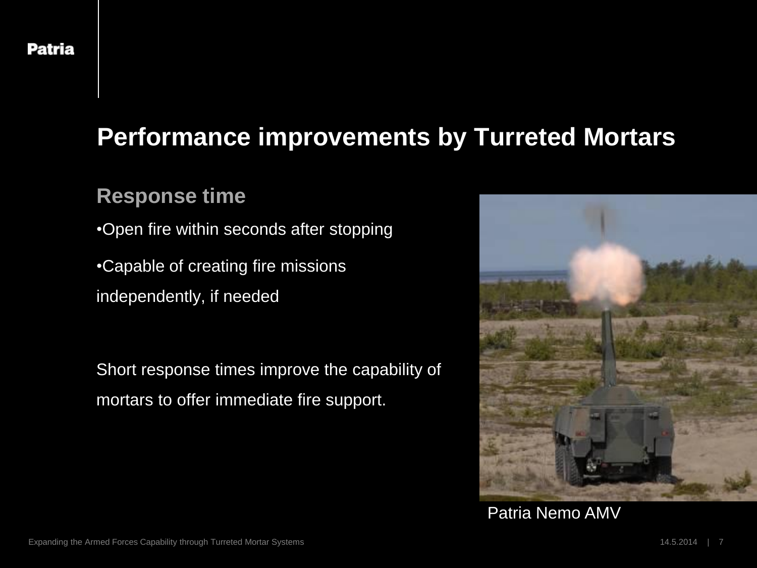# Performance improvements by Turreted Mortars

## Response time

- Open fire within seconds after stopping
- Capable of creating fire missions independently, if needed

Short response times improve the capability of mortars to offer immediate fire support.

Patria Nemo AMV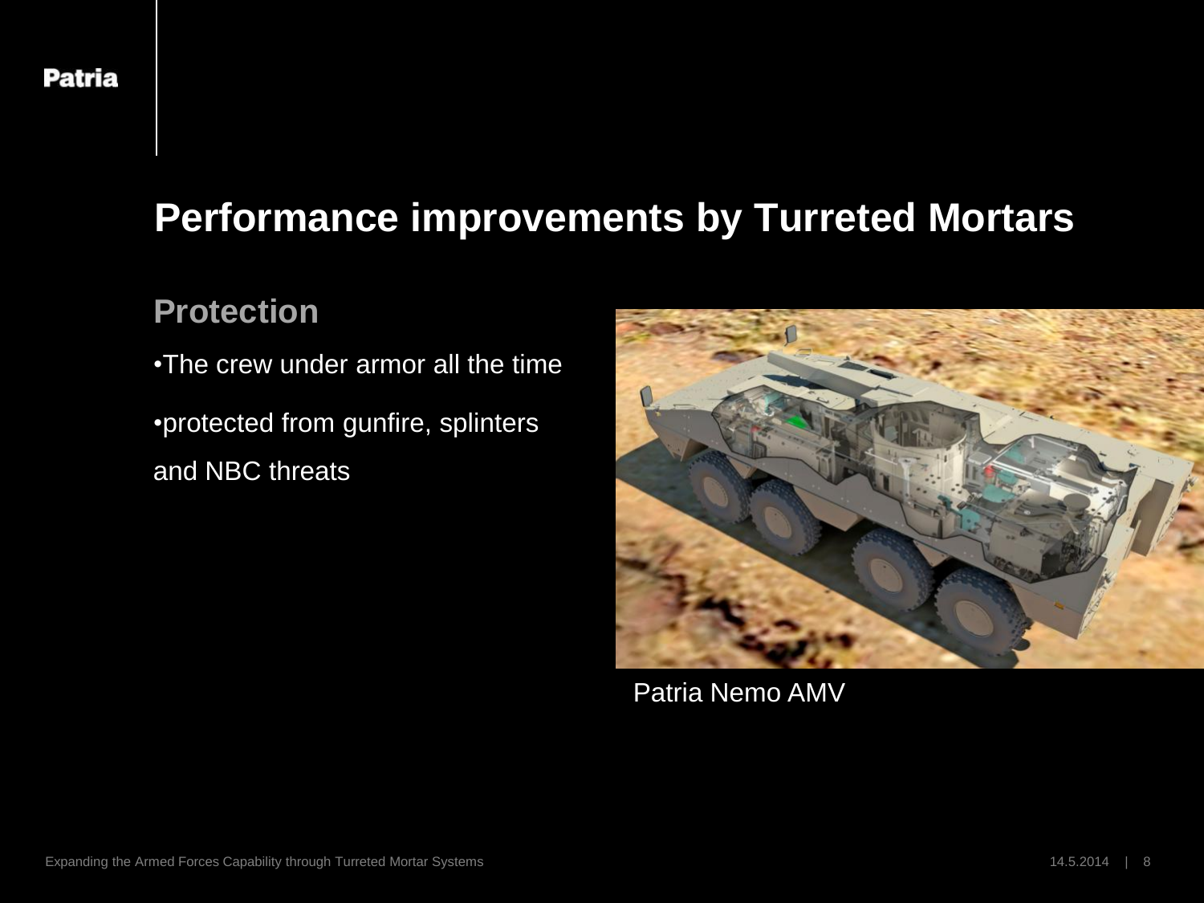# Performance improvements by Turreted Mortars

## Protection

- The crew under armor all the time
- protected from gunfire, splinters and NBC threats

Patria Nemo AMV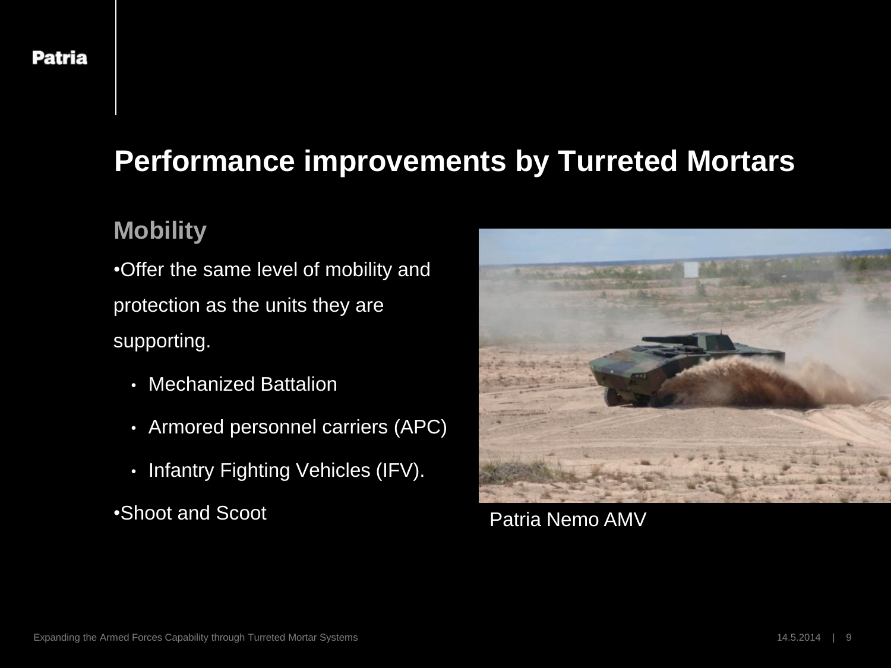# Performance improvements by Turreted Mortars

## Mobility

- Offer the same level of mobility and protection as the units they are supporting.
  - Mechanized Battalion
  - Armored personnel carriers (APC)
  - Infantry Fighting Vehicles (IFV).
- Shoot and Scoot

Patria Nemo AMV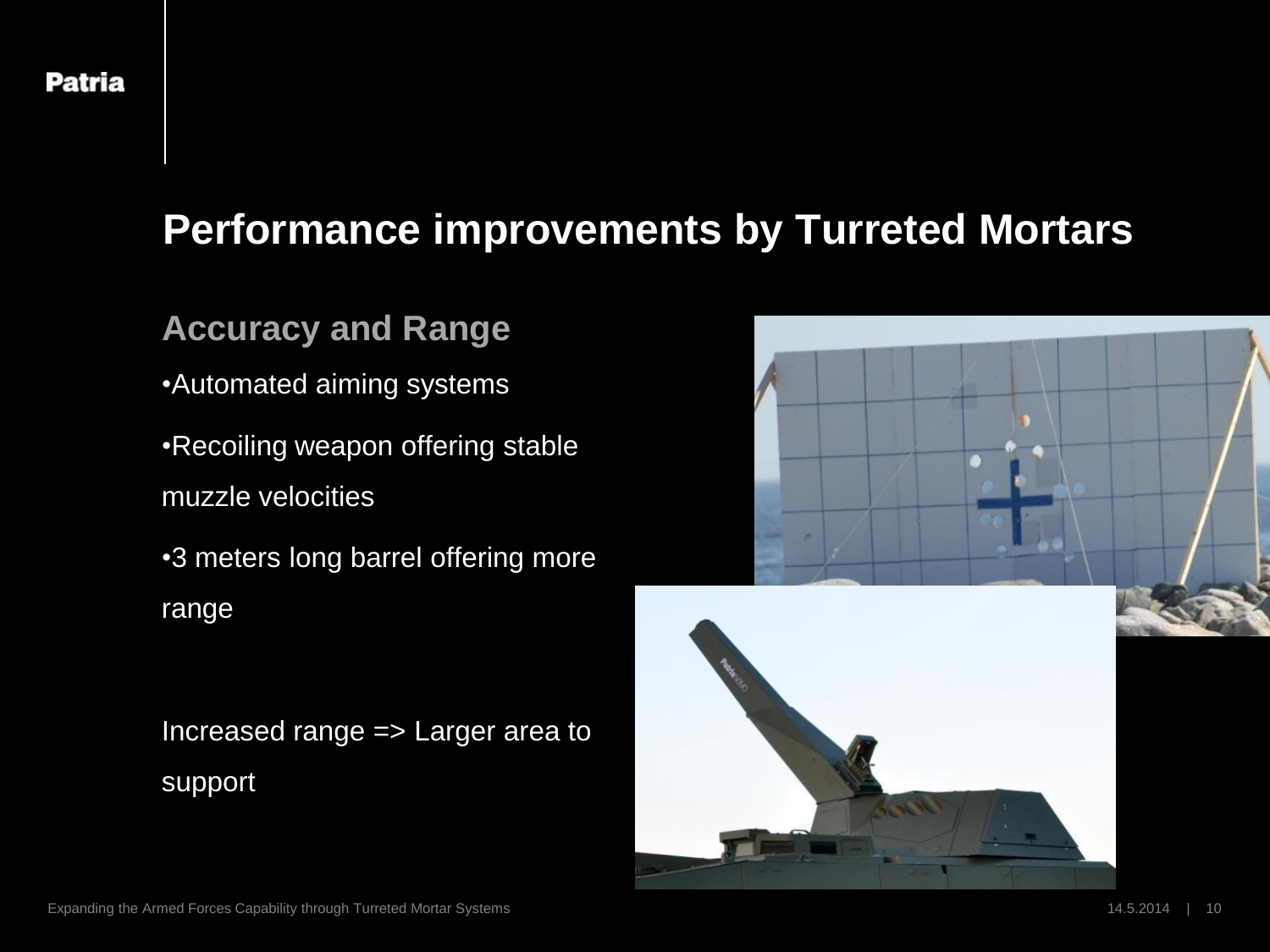# Performance improvements by Turreted Mortars

## Accuracy and Range

- Automated aiming systems
- Recoiling weapon offering stable muzzle velocities
- 3 meters long barrel offering more range

Increased range => Larger area to support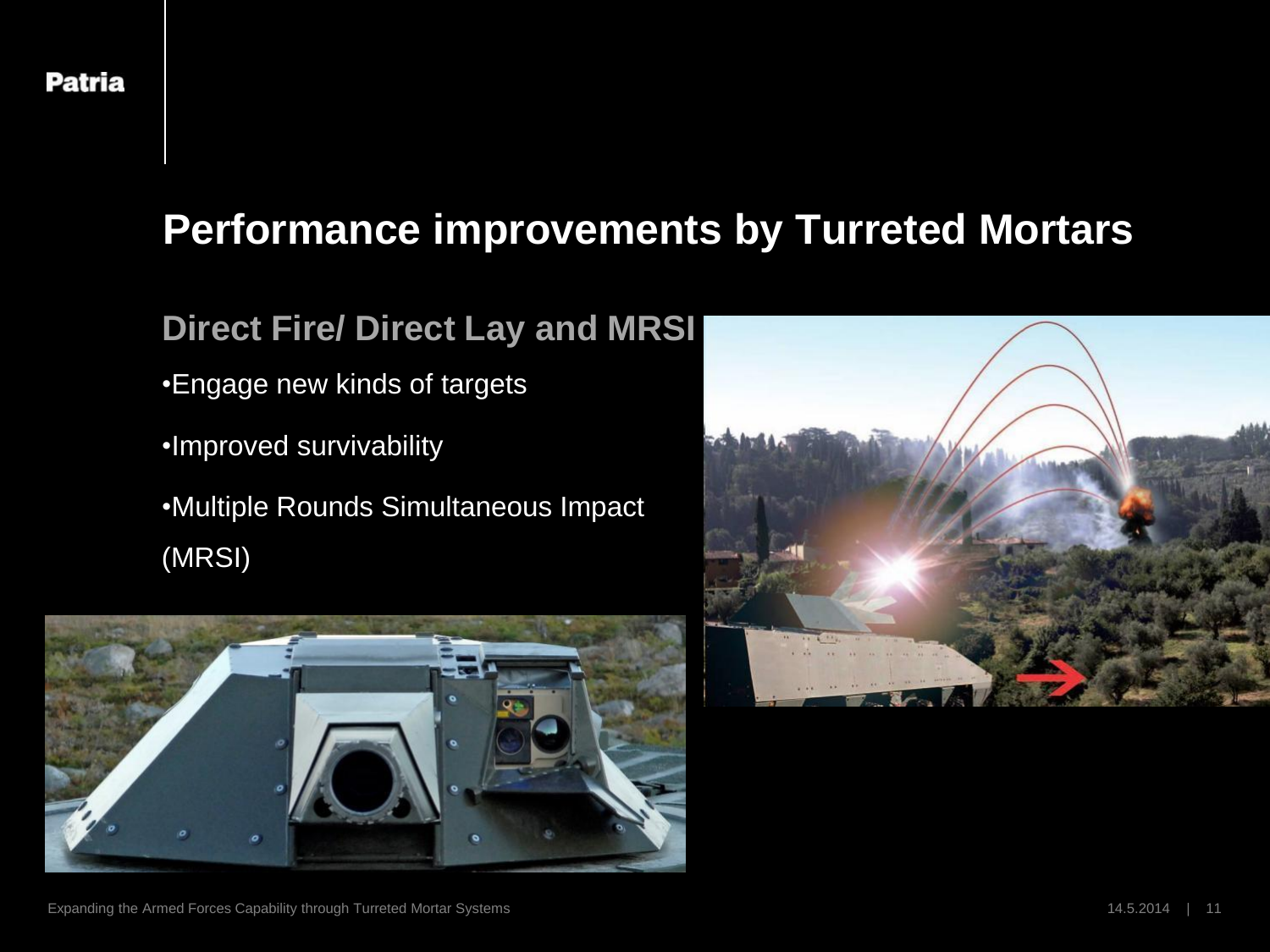# Performance improvements by Turreted Mortars

## Direct Fire/ Direct Lay and MRSI

- Engage new kinds of targets
- Improved survivability
- Multiple Rounds Simultaneous Impact (MRSI)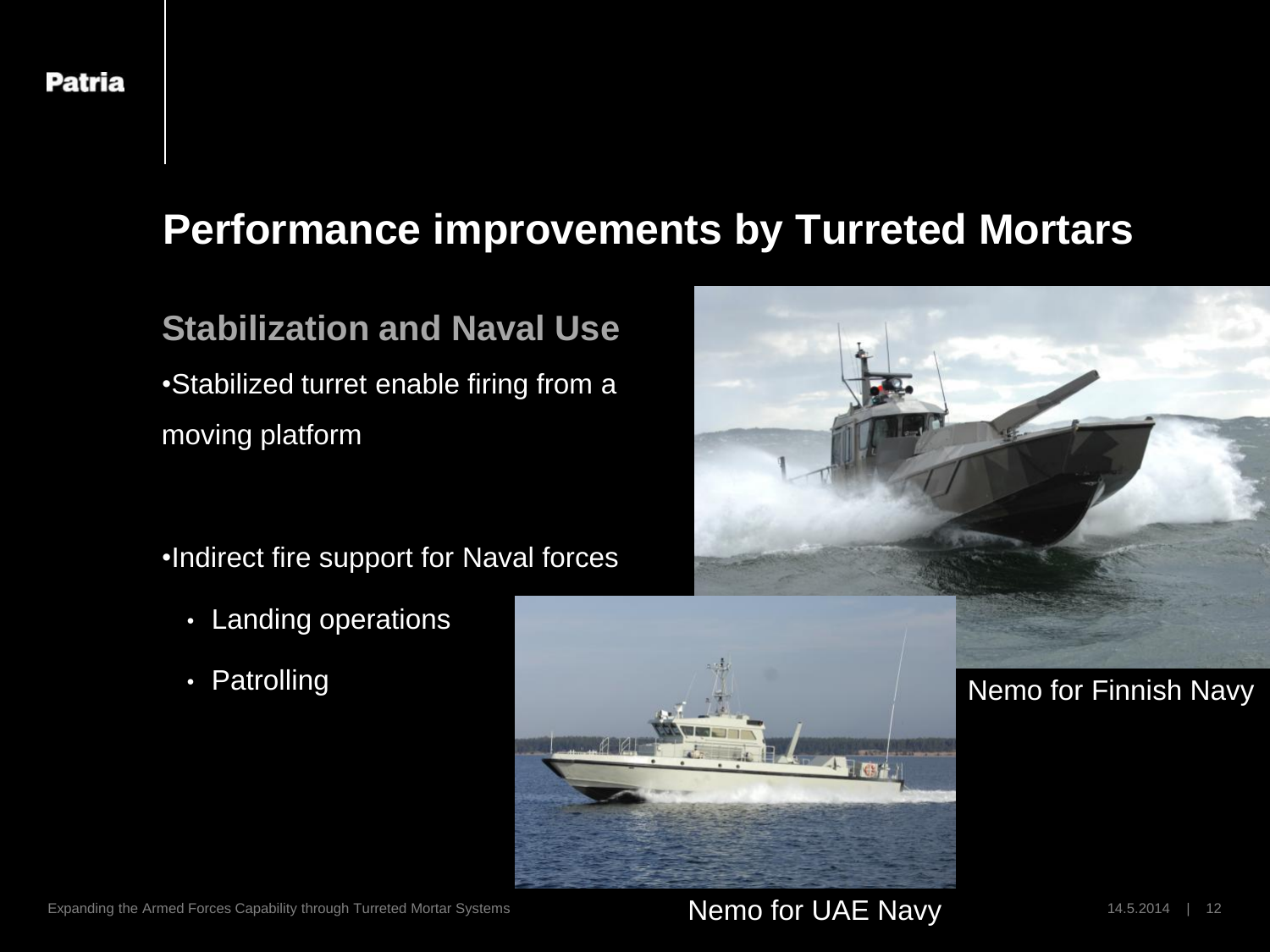# Performance improvements by Turreted Mortars

## Stabilization and Naval Use

- Stabilized turret enable firing from a moving platform

- Indirect fire support for Naval forces
  - Landing operations
  - Patrolling

Nemo for Finnish Navy

Nemo for UAE Navy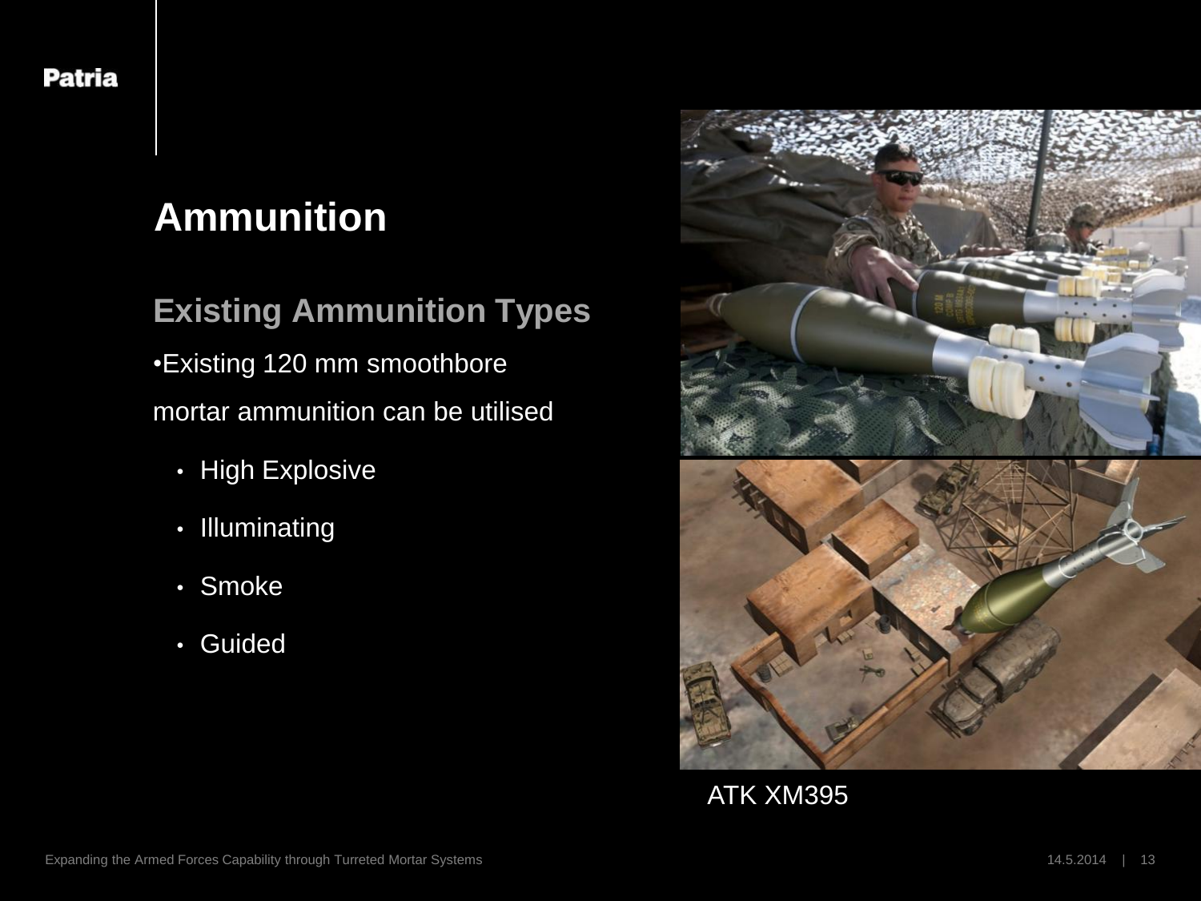# Ammunition

## Existing Ammunition Types

•Existing 120 mm smoothbore mortar ammunition can be utilised

- High Explosive
- Illuminating
- Smoke
- Guided

ATK XM395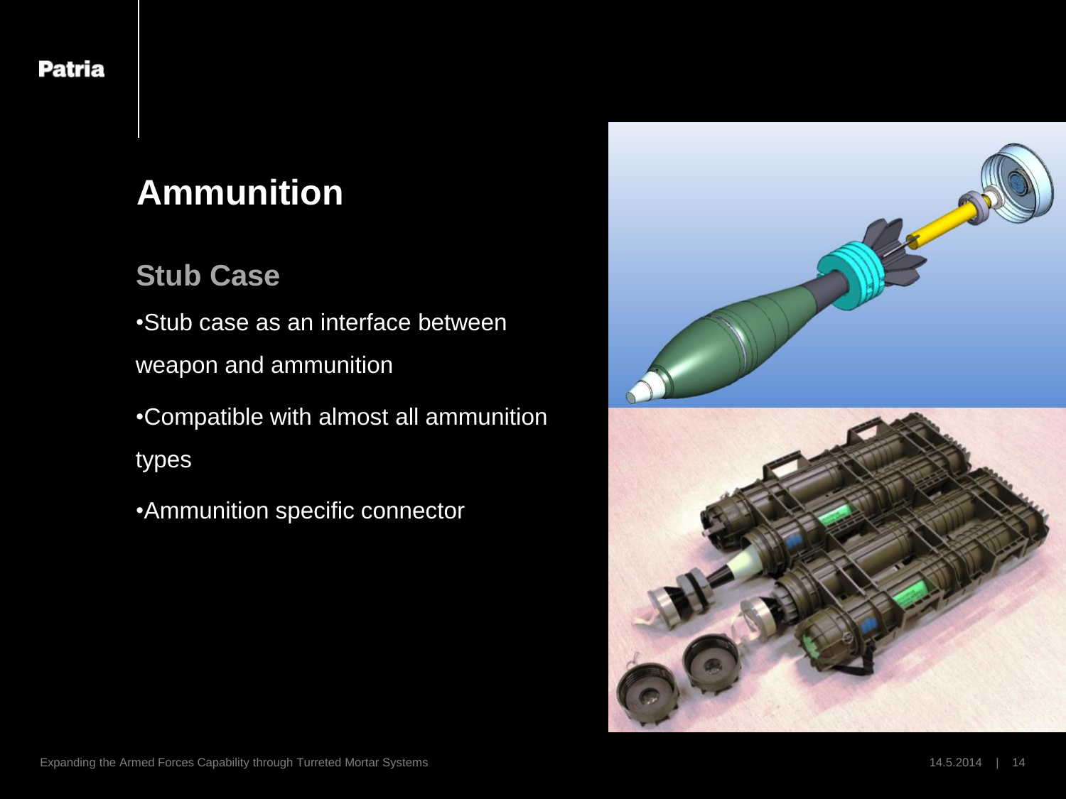# Ammunition

## Stub Case

- Stub case as an interface between weapon and ammunition
- Compatible with almost all ammunition types
- Ammunition specific connector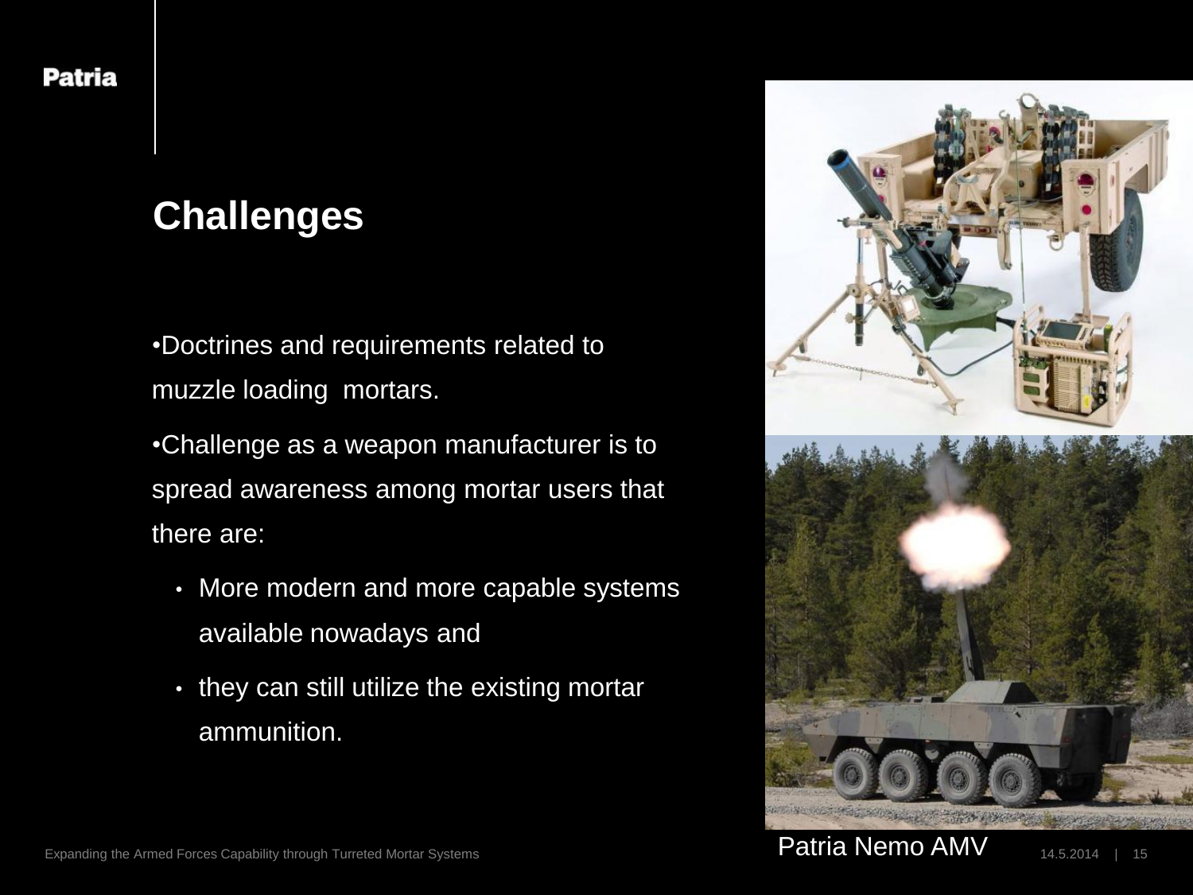## Challenges

- Doctrines and requirements related to muzzle loading mortars.
- Challenge as a weapon manufacturer is to spread awareness among mortar users that there are:
  - More modern and more capable systems available nowadays and
  - they can still utilize the existing mortar ammunition.

Patria Nemo AMV